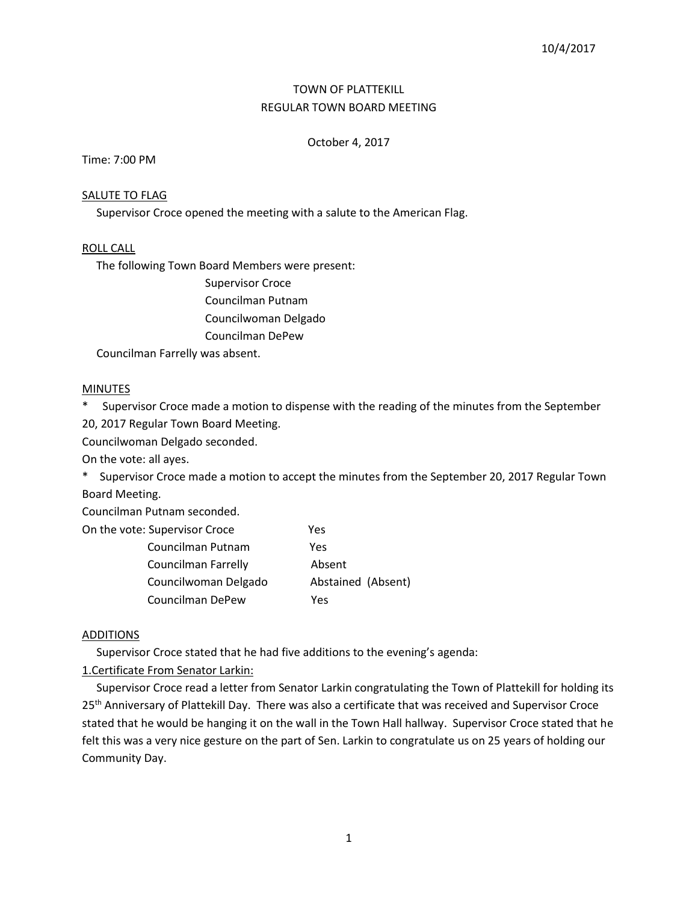# TOWN OF PLATTEKILL

## REGULAR TOWN BOARD MEETING

October 4, 2017

Time: 7:00 PM

### SALUTE TO FLAG

Supervisor Croce opened the meeting with a salute to the American Flag.

### ROLL CALL

The following Town Board Members were present:

Supervisor Croce
Councilman Putnam
Councilwoman Delgado
Councilman DePew

Councilman Farrelly was absent.

### MINUTES

* Supervisor Croce made a motion to dispense with the reading of the minutes from the September 20, 2017 Regular Town Board Meeting.

Councilwoman Delgado seconded.

On the vote: all ayes.

* Supervisor Croce made a motion to accept the minutes from the September 20, 2017 Regular Town Board Meeting.

Councilman Putnam seconded.

| On the vote: | |
|---|---|
| Supervisor Croce | Yes |
| Councilman Putnam | Yes |
| Councilman Farrelly | Absent |
| Councilwoman Delgado | Abstained (Absent) |
| Councilman DePew | Yes |

### ADDITIONS

Supervisor Croce stated that he had five additions to the evening's agenda:

1.Certificate From Senator Larkin:

Supervisor Croce read a letter from Senator Larkin congratulating the Town of Plattekill for holding its 25th Anniversary of Plattekill Day. There was also a certificate that was received and Supervisor Croce stated that he would be hanging it on the wall in the Town Hall hallway. Supervisor Croce stated that he felt this was a very nice gesture on the part of Sen. Larkin to congratulate us on 25 years of holding our Community Day.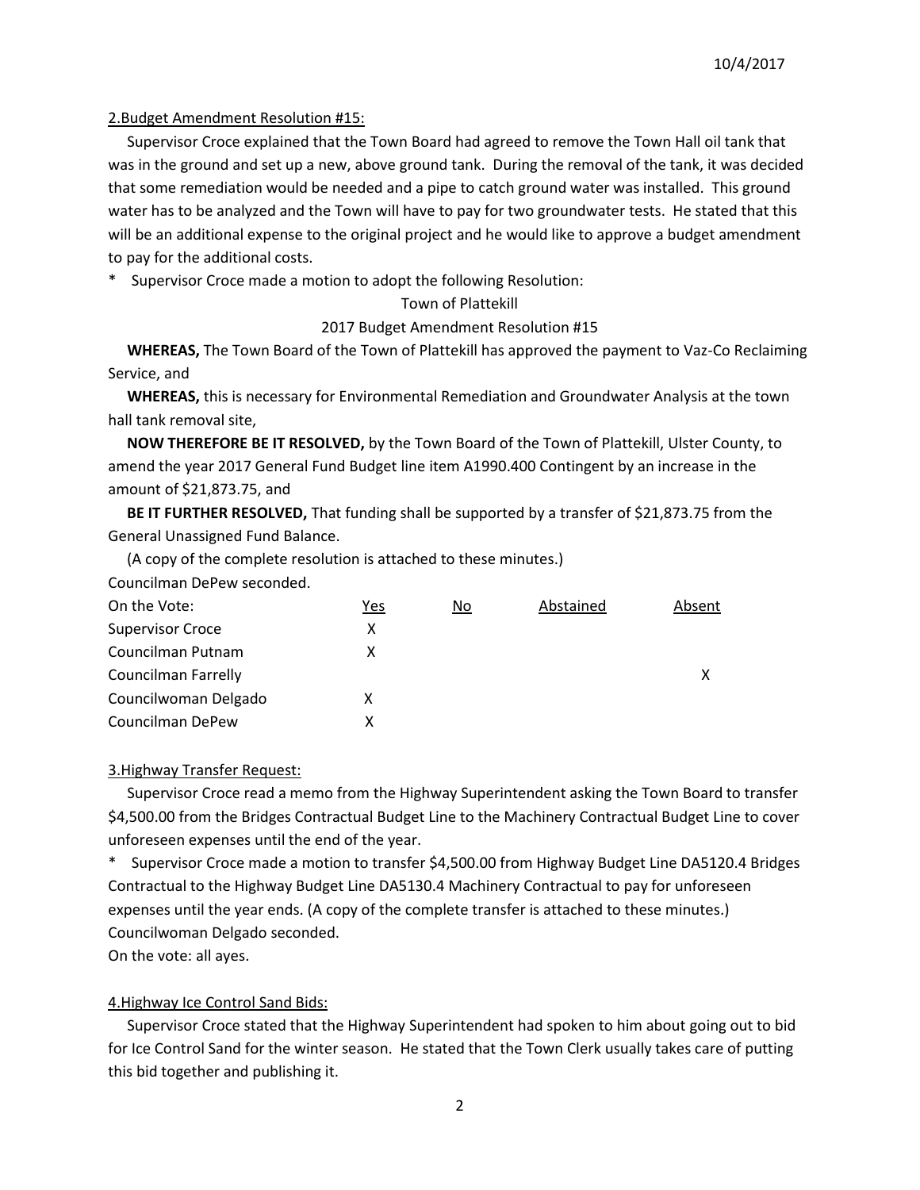2.Budget Amendment Resolution #15:

Supervisor Croce explained that the Town Board had agreed to remove the Town Hall oil tank that was in the ground and set up a new, above ground tank. During the removal of the tank, it was decided that some remediation would be needed and a pipe to catch ground water was installed. This ground water has to be analyzed and the Town will have to pay for two groundwater tests. He stated that this will be an additional expense to the original project and he would like to approve a budget amendment to pay for the additional costs.

\* Supervisor Croce made a motion to adopt the following Resolution:

Town of Plattekill

2017 Budget Amendment Resolution #15

**WHEREAS,** The Town Board of the Town of Plattekill has approved the payment to Vaz-Co Reclaiming Service, and

**WHEREAS,** this is necessary for Environmental Remediation and Groundwater Analysis at the town hall tank removal site,

**NOW THEREFORE BE IT RESOLVED,** by the Town Board of the Town of Plattekill, Ulster County, to amend the year 2017 General Fund Budget line item A1990.400 Contingent by an increase in the amount of $21,873.75, and

**BE IT FURTHER RESOLVED,** That funding shall be supported by a transfer of $21,873.75 from the General Unassigned Fund Balance.

(A copy of the complete resolution is attached to these minutes.)

Councilman DePew seconded.

| On the Vote: | Yes | No | Abstained | Absent |
|---|---|---|---|---|
| Supervisor Croce | X | | | |
| Councilman Putnam | X | | | |
| Councilman Farrelly | | | | X |
| Councilwoman Delgado | X | | | |
| Councilman DePew | X | | | |

3.Highway Transfer Request:

Supervisor Croce read a memo from the Highway Superintendent asking the Town Board to transfer $4,500.00 from the Bridges Contractual Budget Line to the Machinery Contractual Budget Line to cover unforeseen expenses until the end of the year.

\* Supervisor Croce made a motion to transfer $4,500.00 from Highway Budget Line DA5120.4 Bridges Contractual to the Highway Budget Line DA5130.4 Machinery Contractual to pay for unforeseen expenses until the year ends. (A copy of the complete transfer is attached to these minutes.)
Councilwoman Delgado seconded.
On the vote: all ayes.

4.Highway Ice Control Sand Bids:

Supervisor Croce stated that the Highway Superintendent had spoken to him about going out to bid for Ice Control Sand for the winter season. He stated that the Town Clerk usually takes care of putting this bid together and publishing it.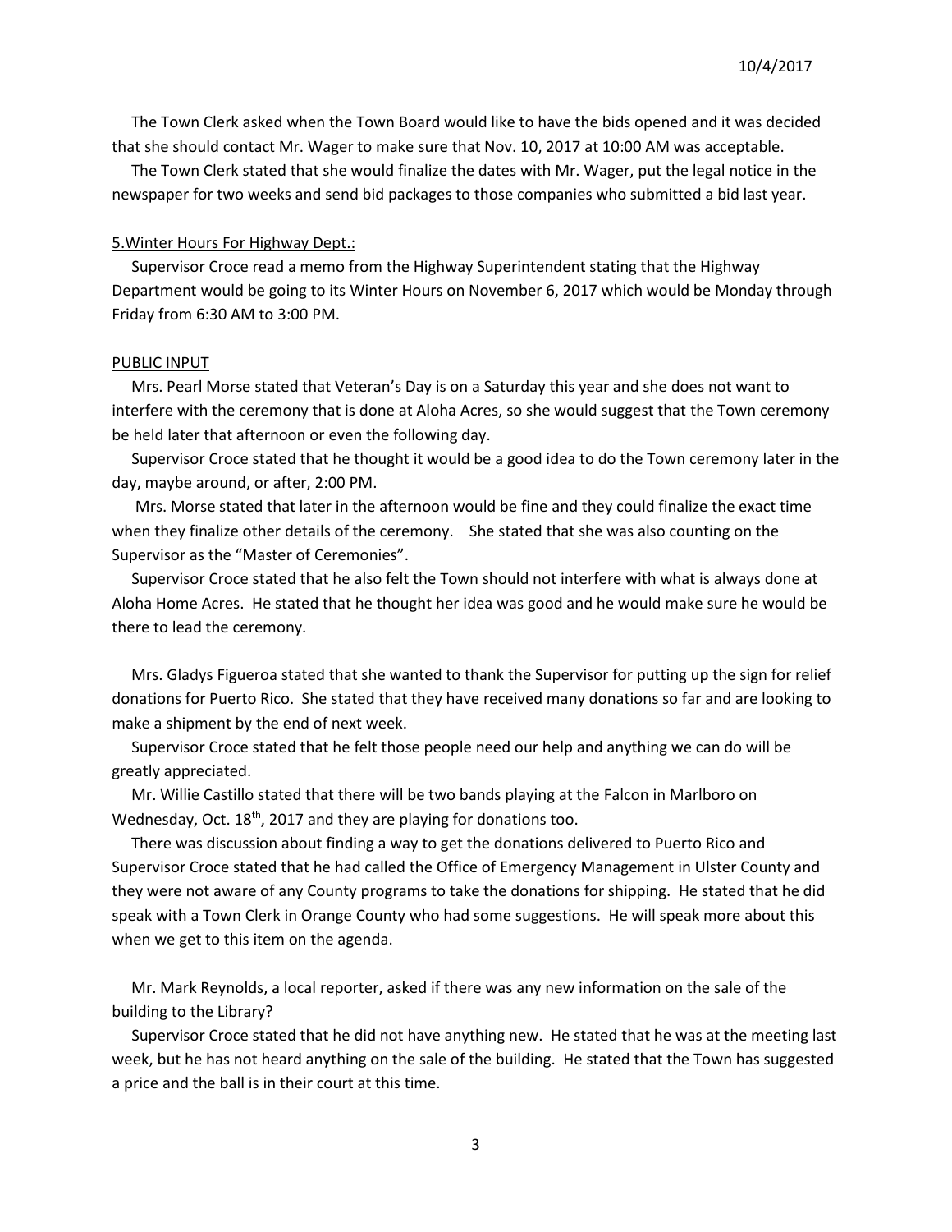The Town Clerk asked when the Town Board would like to have the bids opened and it was decided that she should contact Mr. Wager to make sure that Nov. 10, 2017 at 10:00 AM was acceptable.

The Town Clerk stated that she would finalize the dates with Mr. Wager, put the legal notice in the newspaper for two weeks and send bid packages to those companies who submitted a bid last year.

5.Winter Hours For Highway Dept.:

Supervisor Croce read a memo from the Highway Superintendent stating that the Highway Department would be going to its Winter Hours on November 6, 2017 which would be Monday through Friday from 6:30 AM to 3:00 PM.

PUBLIC INPUT

Mrs. Pearl Morse stated that Veteran's Day is on a Saturday this year and she does not want to interfere with the ceremony that is done at Aloha Acres, so she would suggest that the Town ceremony be held later that afternoon or even the following day.

Supervisor Croce stated that he thought it would be a good idea to do the Town ceremony later in the day, maybe around, or after, 2:00 PM.

Mrs. Morse stated that later in the afternoon would be fine and they could finalize the exact time when they finalize other details of the ceremony. She stated that she was also counting on the Supervisor as the "Master of Ceremonies".

Supervisor Croce stated that he also felt the Town should not interfere with what is always done at Aloha Home Acres. He stated that he thought her idea was good and he would make sure he would be there to lead the ceremony.

Mrs. Gladys Figueroa stated that she wanted to thank the Supervisor for putting up the sign for relief donations for Puerto Rico. She stated that they have received many donations so far and are looking to make a shipment by the end of next week.

Supervisor Croce stated that he felt those people need our help and anything we can do will be greatly appreciated.

Mr. Willie Castillo stated that there will be two bands playing at the Falcon in Marlboro on Wednesday, Oct. 18th, 2017 and they are playing for donations too.

There was discussion about finding a way to get the donations delivered to Puerto Rico and Supervisor Croce stated that he had called the Office of Emergency Management in Ulster County and they were not aware of any County programs to take the donations for shipping. He stated that he did speak with a Town Clerk in Orange County who had some suggestions. He will speak more about this when we get to this item on the agenda.

Mr. Mark Reynolds, a local reporter, asked if there was any new information on the sale of the building to the Library?

Supervisor Croce stated that he did not have anything new. He stated that he was at the meeting last week, but he has not heard anything on the sale of the building. He stated that the Town has suggested a price and the ball is in their court at this time.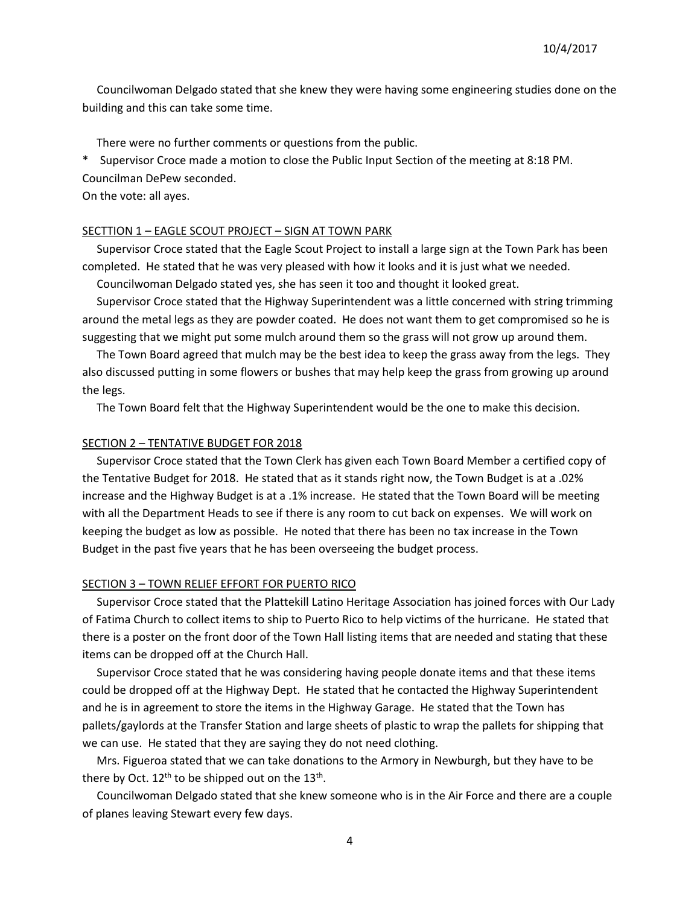Councilwoman Delgado stated that she knew they were having some engineering studies done on the building and this can take some time.

There were no further comments or questions from the public.

\* Supervisor Croce made a motion to close the Public Input Section of the meeting at 8:18 PM.
Councilman DePew seconded.
On the vote: all ayes.

SECTTION 1 – EAGLE SCOUT PROJECT – SIGN AT TOWN PARK

Supervisor Croce stated that the Eagle Scout Project to install a large sign at the Town Park has been completed. He stated that he was very pleased with how it looks and it is just what we needed.

Councilwoman Delgado stated yes, she has seen it too and thought it looked great.

Supervisor Croce stated that the Highway Superintendent was a little concerned with string trimming around the metal legs as they are powder coated. He does not want them to get compromised so he is suggesting that we might put some mulch around them so the grass will not grow up around them.

The Town Board agreed that mulch may be the best idea to keep the grass away from the legs. They also discussed putting in some flowers or bushes that may help keep the grass from growing up around the legs.

The Town Board felt that the Highway Superintendent would be the one to make this decision.

SECTION 2 – TENTATIVE BUDGET FOR 2018

Supervisor Croce stated that the Town Clerk has given each Town Board Member a certified copy of the Tentative Budget for 2018. He stated that as it stands right now, the Town Budget is at a .02% increase and the Highway Budget is at a .1% increase. He stated that the Town Board will be meeting with all the Department Heads to see if there is any room to cut back on expenses. We will work on keeping the budget as low as possible. He noted that there has been no tax increase in the Town Budget in the past five years that he has been overseeing the budget process.

SECTION 3 – TOWN RELIEF EFFORT FOR PUERTO RICO

Supervisor Croce stated that the Plattekill Latino Heritage Association has joined forces with Our Lady of Fatima Church to collect items to ship to Puerto Rico to help victims of the hurricane. He stated that there is a poster on the front door of the Town Hall listing items that are needed and stating that these items can be dropped off at the Church Hall.

Supervisor Croce stated that he was considering having people donate items and that these items could be dropped off at the Highway Dept. He stated that he contacted the Highway Superintendent and he is in agreement to store the items in the Highway Garage. He stated that the Town has pallets/gaylords at the Transfer Station and large sheets of plastic to wrap the pallets for shipping that we can use. He stated that they are saying they do not need clothing.

Mrs. Figueroa stated that we can take donations to the Armory in Newburgh, but they have to be there by Oct. 12th to be shipped out on the 13th.

Councilwoman Delgado stated that she knew someone who is in the Air Force and there are a couple of planes leaving Stewart every few days.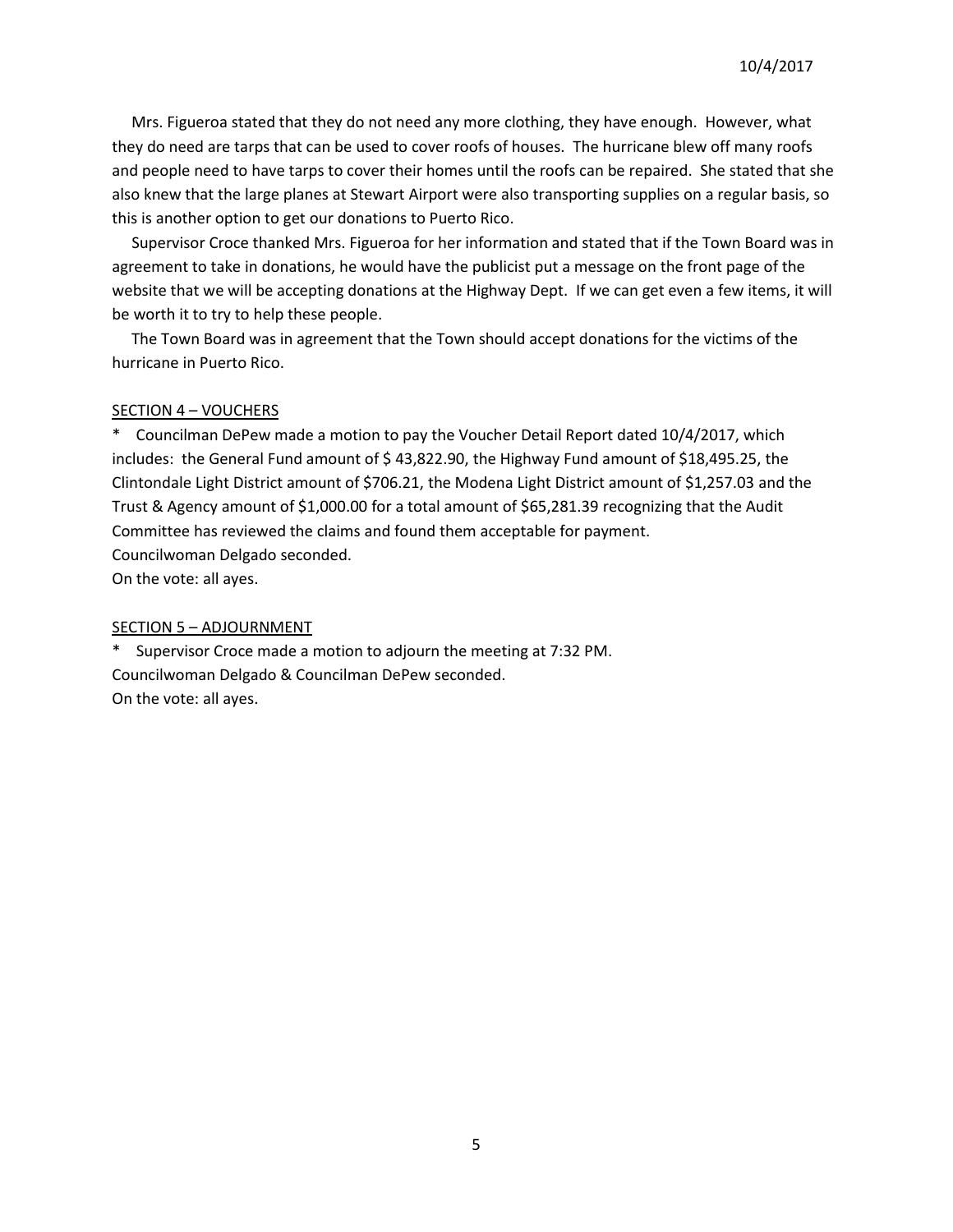Mrs. Figueroa stated that they do not need any more clothing, they have enough. However, what they do need are tarps that can be used to cover roofs of houses. The hurricane blew off many roofs and people need to have tarps to cover their homes until the roofs can be repaired. She stated that she also knew that the large planes at Stewart Airport were also transporting supplies on a regular basis, so this is another option to get our donations to Puerto Rico.

Supervisor Croce thanked Mrs. Figueroa for her information and stated that if the Town Board was in agreement to take in donations, he would have the publicist put a message on the front page of the website that we will be accepting donations at the Highway Dept. If we can get even a few items, it will be worth it to try to help these people.

The Town Board was in agreement that the Town should accept donations for the victims of the hurricane in Puerto Rico.

SECTION 4 – VOUCHERS

* Councilman DePew made a motion to pay the Voucher Detail Report dated 10/4/2017, which includes: the General Fund amount of $ 43,822.90, the Highway Fund amount of $18,495.25, the Clintondale Light District amount of $706.21, the Modena Light District amount of $1,257.03 and the Trust & Agency amount of $1,000.00 for a total amount of $65,281.39 recognizing that the Audit Committee has reviewed the claims and found them acceptable for payment.
Councilwoman Delgado seconded.
On the vote: all ayes.

SECTION 5 – ADJOURNMENT

* Supervisor Croce made a motion to adjourn the meeting at 7:32 PM.
Councilwoman Delgado & Councilman DePew seconded.
On the vote: all ayes.